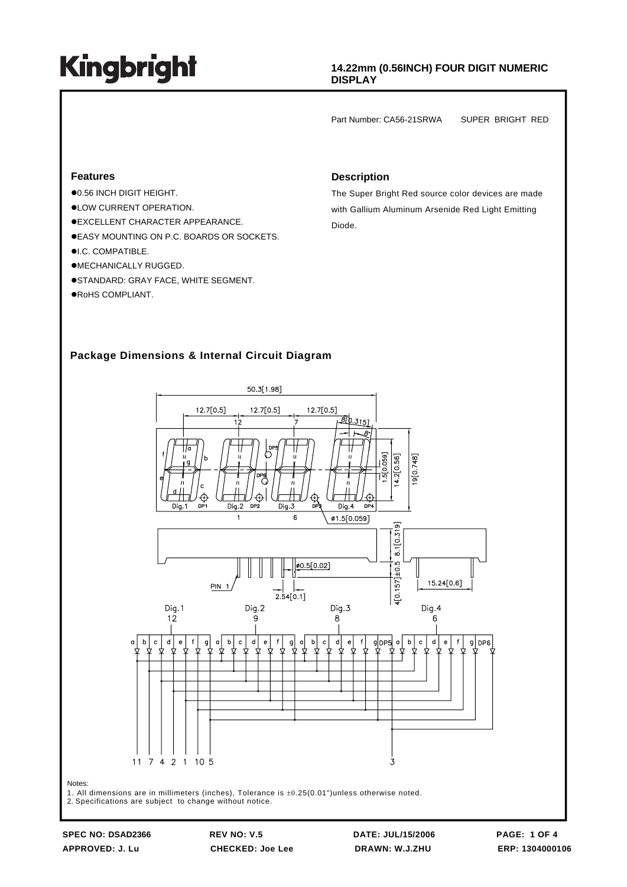# Kingbright

**14.22mm (0.56INCH) FOUR DIGIT NUMERIC DISPLAY**

Part Number: CA56-21SRWA SUPER BRIGHT RED

## Features

- 0.56 INCH DIGIT HEIGHT.
- LOW CURRENT OPERATION.
- EXCELLENT CHARACTER APPEARANCE.
- EASY MOUNTING ON P.C. BOARDS OR SOCKETS.
- I.C. COMPATIBLE.
- MECHANICALLY RUGGED.
- STANDARD: GRAY FACE, WHITE SEGMENT.
- RoHS COMPLIANT.

## Description

The Super Bright Red source color devices are made with Gallium Aluminum Arsenide Red Light Emitting Diode.

## Package Dimensions & Internal Circuit Diagram

Notes:
1. All dimensions are in millimeters (inches), Tolerance is ±0.25(0.01")unless otherwise noted.
2. Specifications are subject to change without notice.

SPEC NO: DSAD2366 REV NO: V.5 DATE: JUL/15/2006
APPROVED: J. Lu CHECKED: Joe Lee DRAWN: W.J.ZHU ERP: 1304000106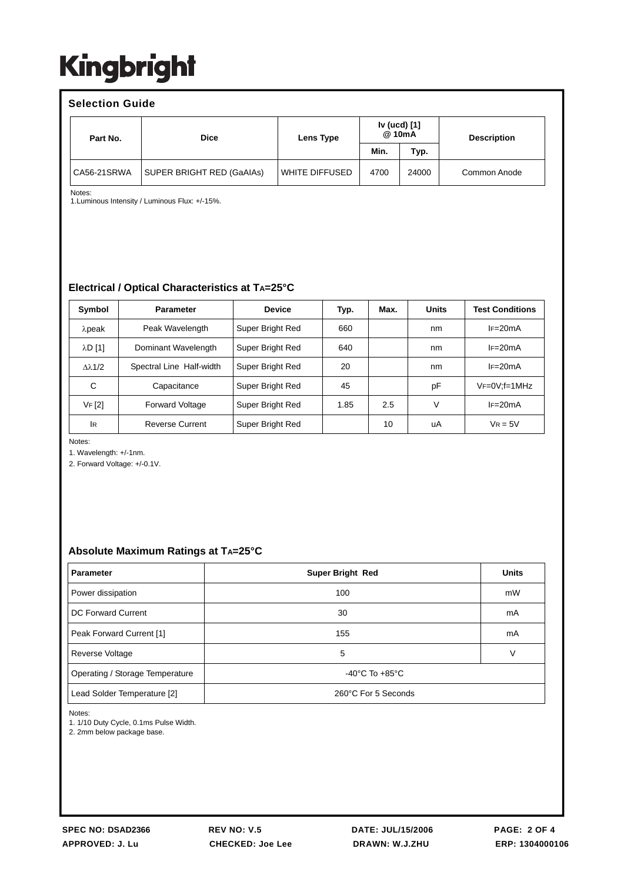# Kingbright

## Selection Guide

| Part No. | Dice | Lens Type | Iv (ucd) [1] @ 10mA | | Description |
|---|---|---|---|---|---|
| | | | Min. | Typ. | |
| CA56-21SRWA | SUPER BRIGHT RED (GaAIAs) | WHITE DIFFUSED | 4700 | 24000 | Common Anode |

Notes:
1.Luminous Intensity / Luminous Flux: +/-15%.

## Electrical / Optical Characteristics at $T_A$=25°C

| Symbol | Parameter | Device | Typ. | Max. | Units | Test Conditions |
|---|---|---|---|---|---|---|
| λpeak | Peak Wavelength | Super Bright Red | 660 | | nm | $I_F$=20mA |
| λD [1] | Dominant Wavelength | Super Bright Red | 640 | | nm | $I_F$=20mA |
| Δλ1/2 | Spectral Line Half-width | Super Bright Red | 20 | | nm | $I_F$=20mA |
| C | Capacitance | Super Bright Red | 45 | | pF | $V_F$=0V;f=1MHz |
| $V_F$ [2] | Forward Voltage | Super Bright Red | 1.85 | 2.5 | V | $I_F$=20mA |
| $I_R$ | Reverse Current | Super Bright Red | | 10 | uA | $V_R$ = 5V |

Notes:
1. Wavelength: +/-1nm.
2. Forward Voltage: +/-0.1V.

## Absolute Maximum Ratings at $T_A$=25°C

| Parameter | Super Bright Red | Units |
|---|---|---|
| Power dissipation | 100 | mW |
| DC Forward Current | 30 | mA |
| Peak Forward Current [1] | 155 | mA |
| Reverse Voltage | 5 | V |
| Operating / Storage Temperature | -40°C To +85°C | |
| Lead Solder Temperature [2] | 260°C For 5 Seconds | |

Notes:
1. 1/10 Duty Cycle, 0.1ms Pulse Width.
2. 2mm below package base.

SPEC NO: DSAD2366 REV NO: V.5 DATE: JUL/15/2006
APPROVED: J. Lu CHECKED: Joe Lee DRAWN: W.J.ZHU ERP: 1304000106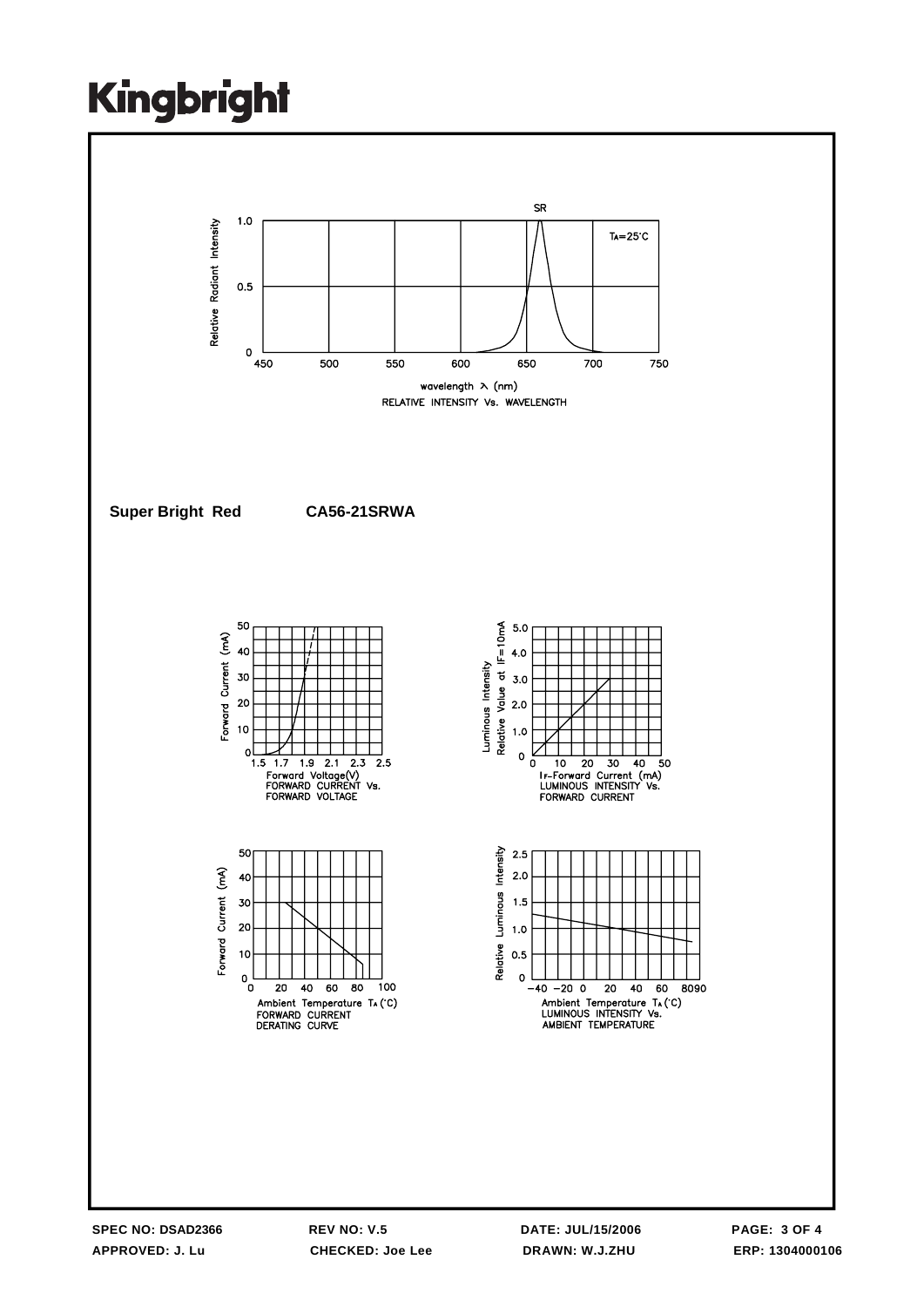SR

$T_A=25°C$

Relative Radiant Intensity

wavelength λ (nm)

RELATIVE INTENSITY Vs. WAVELENGTH

**Super Bright Red** **CA56-21SRWA**

Forward Voltage(V)
FORWARD CURRENT Vs.
FORWARD VOLTAGE

$I_F$-Forward Current (mA)
LUMINOUS INTENSITY Vs.
FORWARD CURRENT

Ambient Temperature $T_A$ (°C)
FORWARD CURRENT
DERATING CURVE

Ambient Temperature $T_A$ (°C)
LUMINOUS INTENSITY Vs.
AMBIENT TEMPERATURE

| SPEC NO: DSAD2366 | REV NO: V.5 | DATE: JUL/15/2006 |
|---|---|---|
| APPROVED: J. Lu | CHECKED: Joe Lee | DRAWN: W.J.ZHU | ERP: 1304000106 |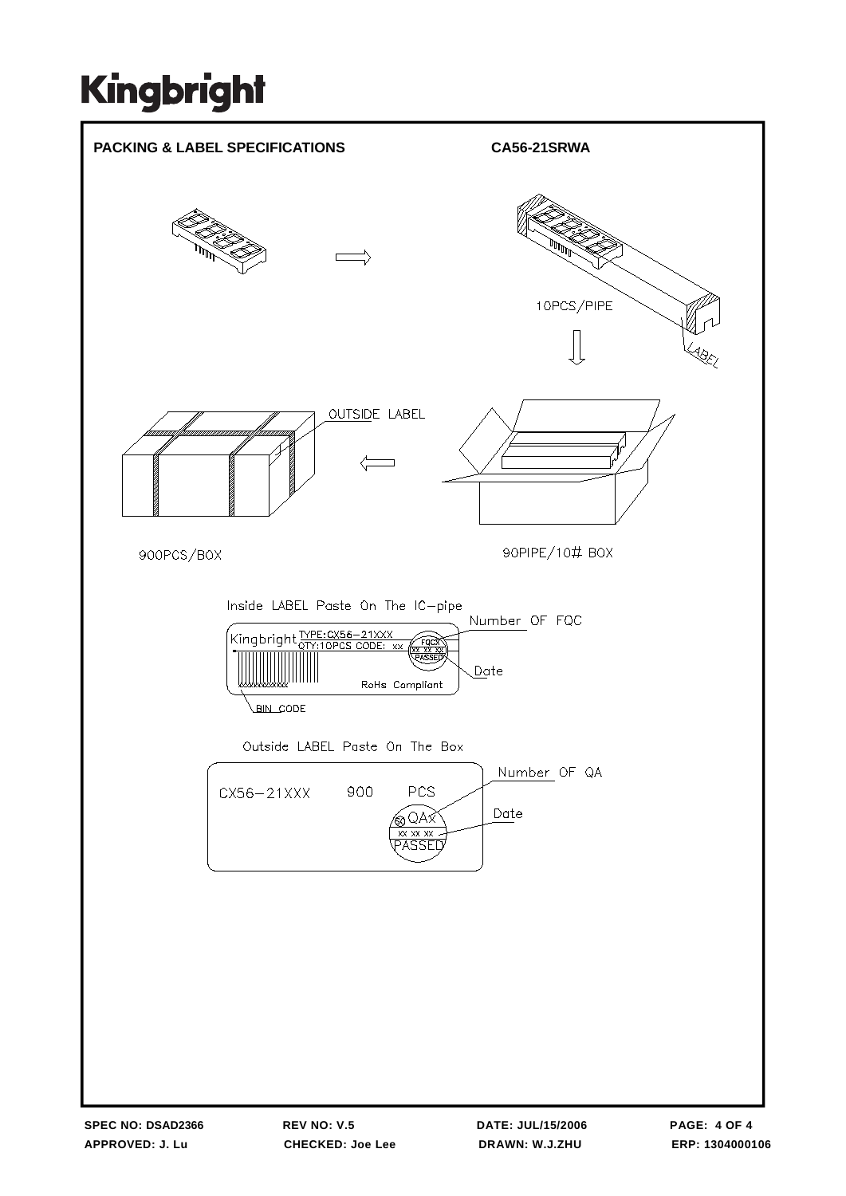Kingbright

**PACKING & LABEL SPECIFICATIONS** **CA56-21SRWA**

10PCS/PIPE

LABEL

OUTSIDE LABEL

900PCS/BOX

90PIPE/10# BOX

Inside LABEL Paste On The IC-pipe

Kingbright TYPE:CX56-21XXX
QTY:10PCS CODE: xx

FQCX
XX XX XX
PASSED

Number OF FQC

Date

RoHs Compliant

BIN CODE

Outside LABEL Paste On The Box

CX56-21XXX 900 PCS

QAX
XX XX XX
PASSED

Number OF QA

Date

SPEC NO: DSAD2366 REV NO: V.5 DATE: JUL/15/2006
APPROVED: J. Lu CHECKED: Joe Lee DRAWN: W.J.ZHU ERP: 1304000106